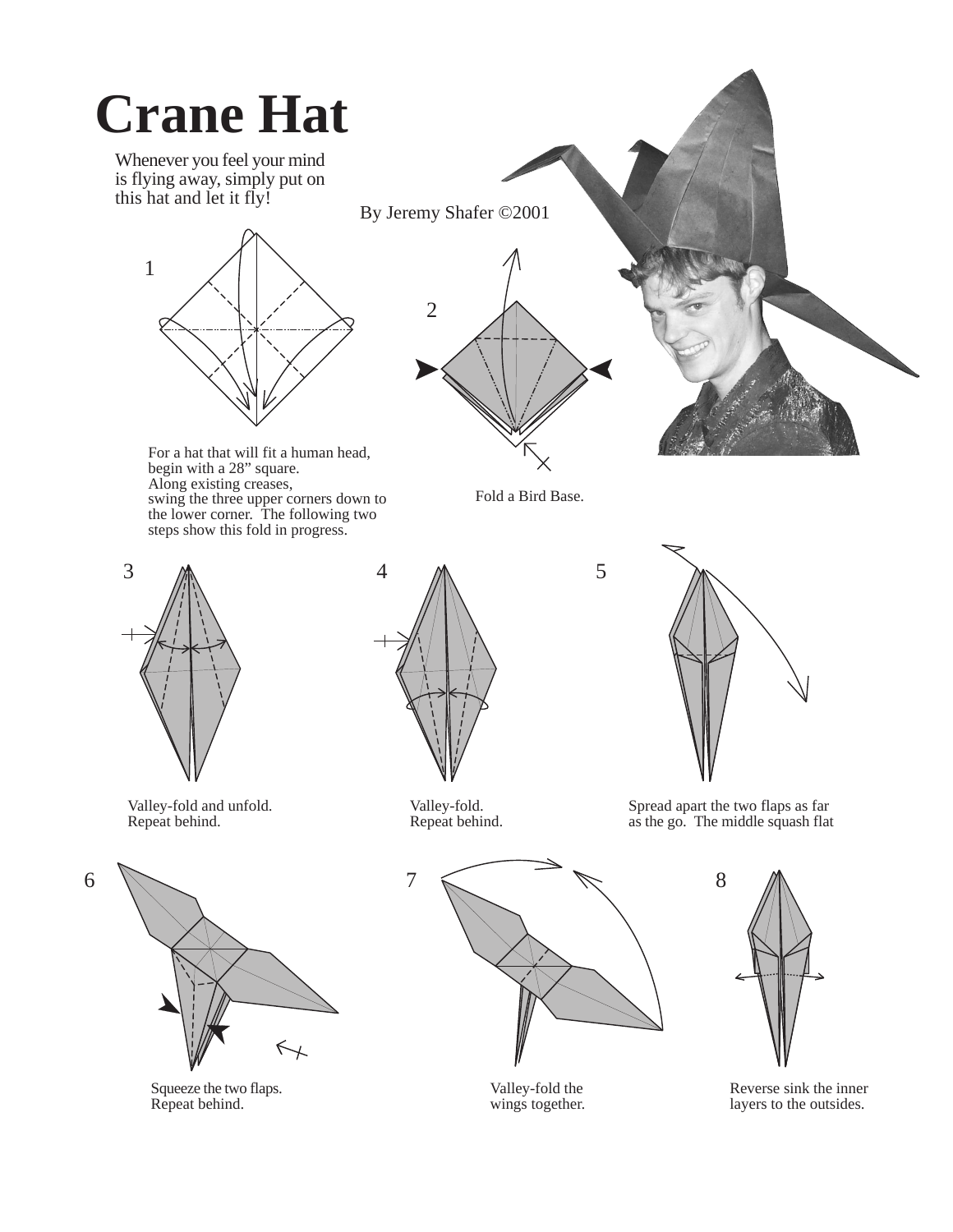# Crane Hat

Whenever you feel your mind is flying away, simply put on this hat and let it fly!

By Jeremy Shafer ©2001

1

For a hat that will fit a human head, begin with a 28" square. Along existing creases, swing the three upper corners down to the lower corner. The following two steps show this fold in progress.

2

Fold a Bird Base.

3

Valley-fold and unfold. Repeat behind.

4

Valley-fold. Repeat behind.

5

Spread apart the two flaps as far as the go. The middle squash flat

6

Squeeze the two flaps. Repeat behind.

7

Valley-fold the wings together.

8

Reverse sink the inner layers to the outsides.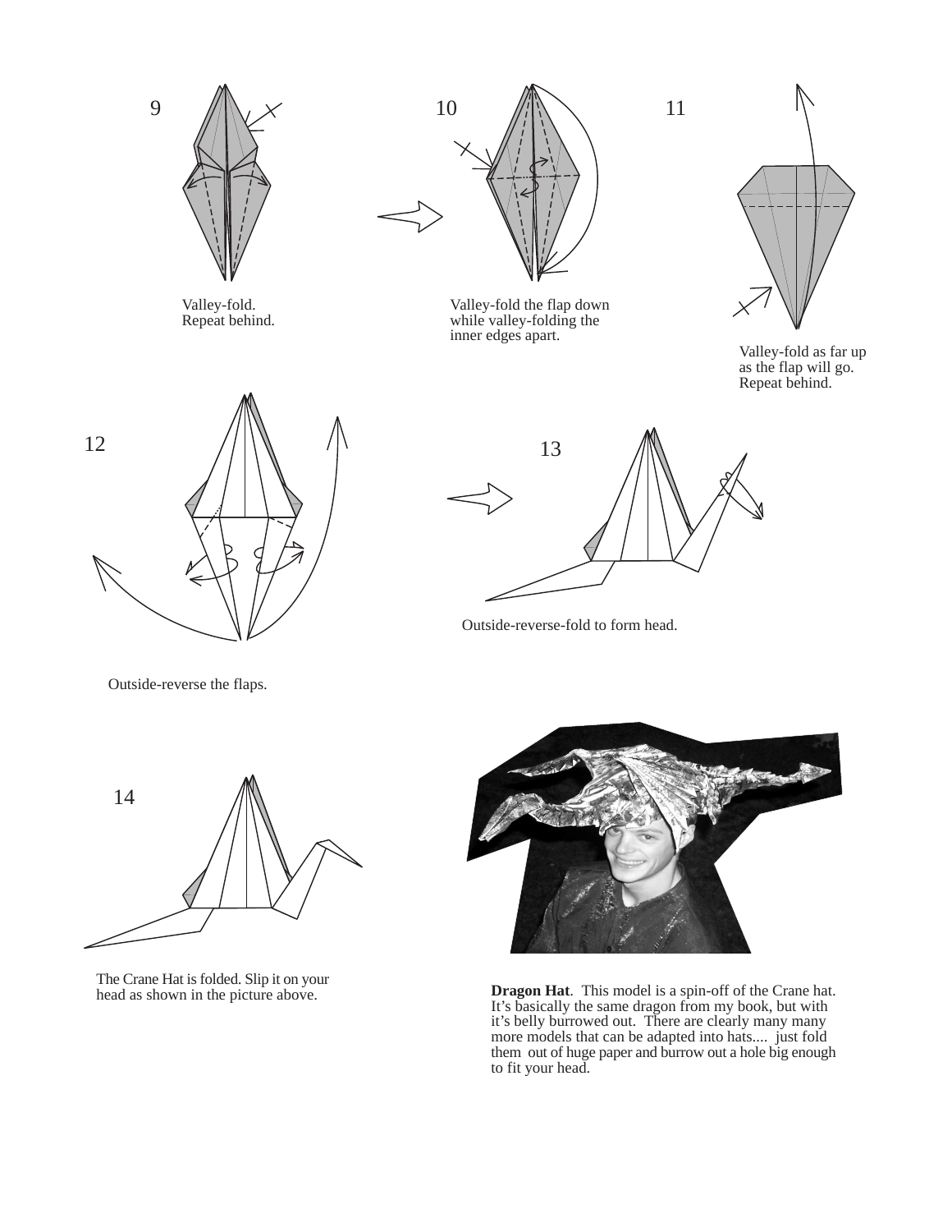9

Valley-fold.
Repeat behind.

10

Valley-fold the flap down
while valley-folding the
inner edges apart.

11

Valley-fold as far up
as the flap will go.
Repeat behind.

12

Outside-reverse the flaps.

13

Outside-reverse-fold to form head.

14

The Crane Hat is folded. Slip it on your
head as shown in the picture above.

**Dragon Hat**. This model is a spin-off of the Crane hat. It's basically the same dragon from my book, but with it's belly burrowed out. There are clearly many many more models that can be adapted into hats.... just fold them out of huge paper and burrow out a hole big enough to fit your head.